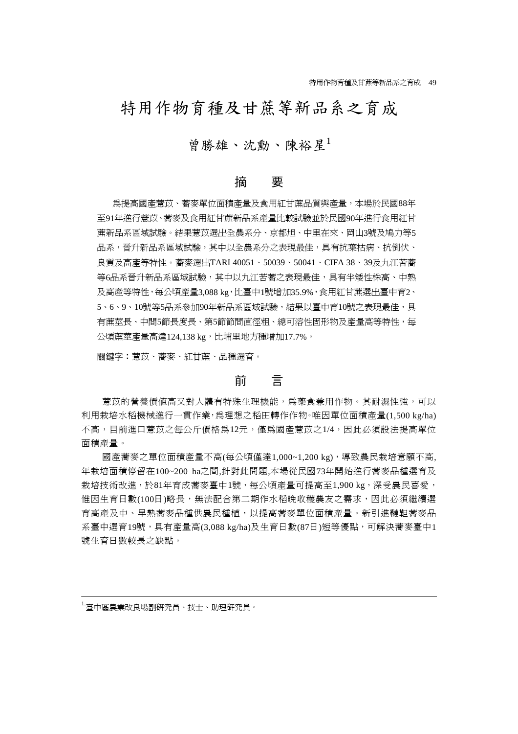# 特用作物育種及甘蔗等新品系之育成

曾勝雄、沈勳、陳裕星[1]

## 摘　要

為提高國產薏苡、蕎麥單位面積產量及食用紅甘蔗品質與產量，本場於民國88年至91年進行薏苡、蕎麥及食用紅甘蔗新品系產量比較試驗並於民國90年進行食用紅甘蔗新品系區域試驗。結果薏苡選出全農系分、京都旭、中里在來、岡山3號及鳩力等5品系，晉升新品系區域試驗，其中以全農系分之表現最佳，具有抗葉枯病、抗倒伏、良質及高產等特性。蕎麥選出TARI 40051、50039、50041、CIFA 38、39及九江苦蕎等6品系晉升新品系區域試驗，其中以九江苦蕎之表現最佳，具有半矮性株高、中熟及高產等特性，每公頃產量3,088 kg，比臺中1號增加35.9%，食用紅甘蔗選出臺中育2、5、6、9、10號等5品系參加90年新品系區域試驗，結果以臺中育10號之表現最佳，具有蔗莖長、中間5節長度長、第5節節間直徑粗、總可溶性固形物及產量高等特性，每公頃蔗莖產量高達124,138 kg，比埔里地方種增加17.7%。

關鍵字：薏苡、蕎麥、紅甘蔗、品種選育。

## 前　言

薏苡的營養價值高又對人體有特殊生理機能，為藥食兼用作物。其耐濕性強，可以利用栽培水稻機械進行一貫作業，為理想之稻田轉作作物。唯因單位面積產量(1,500 kg/ha)不高，目前進口薏苡之每公斤價格為12元，僅為國產薏苡之1/4，因此必須設法提高單位面積產量。

國產蕎麥之單位面積產量不高(每公頃僅達1,000~1,200 kg)，導致農民栽培意願不高，年栽培面積停留在100~200 ha之間，針對此問題，本場從民國73年開始進行蕎麥品種選育及栽培技術改進，於81年育成蕎麥臺中1號，每公頃產量可提高至1,900 kg，深受農民喜愛，惟因生育日數(100日)略長，無法配合第二期作水稻晚收穫農友之需求，因此必須繼續選育高產及中、早熟蕎麥品種供農民種植，以提高蕎麥單位面積產量。新引進韃靼蕎麥品系臺中選育19號，具有產量高(3,088 kg/ha)及生育日數(87日)短等優點，可解決蕎麥臺中1號生育日數較長之缺點。

---

[1] 臺中區農業改良場副研究員、技士、助理研究員。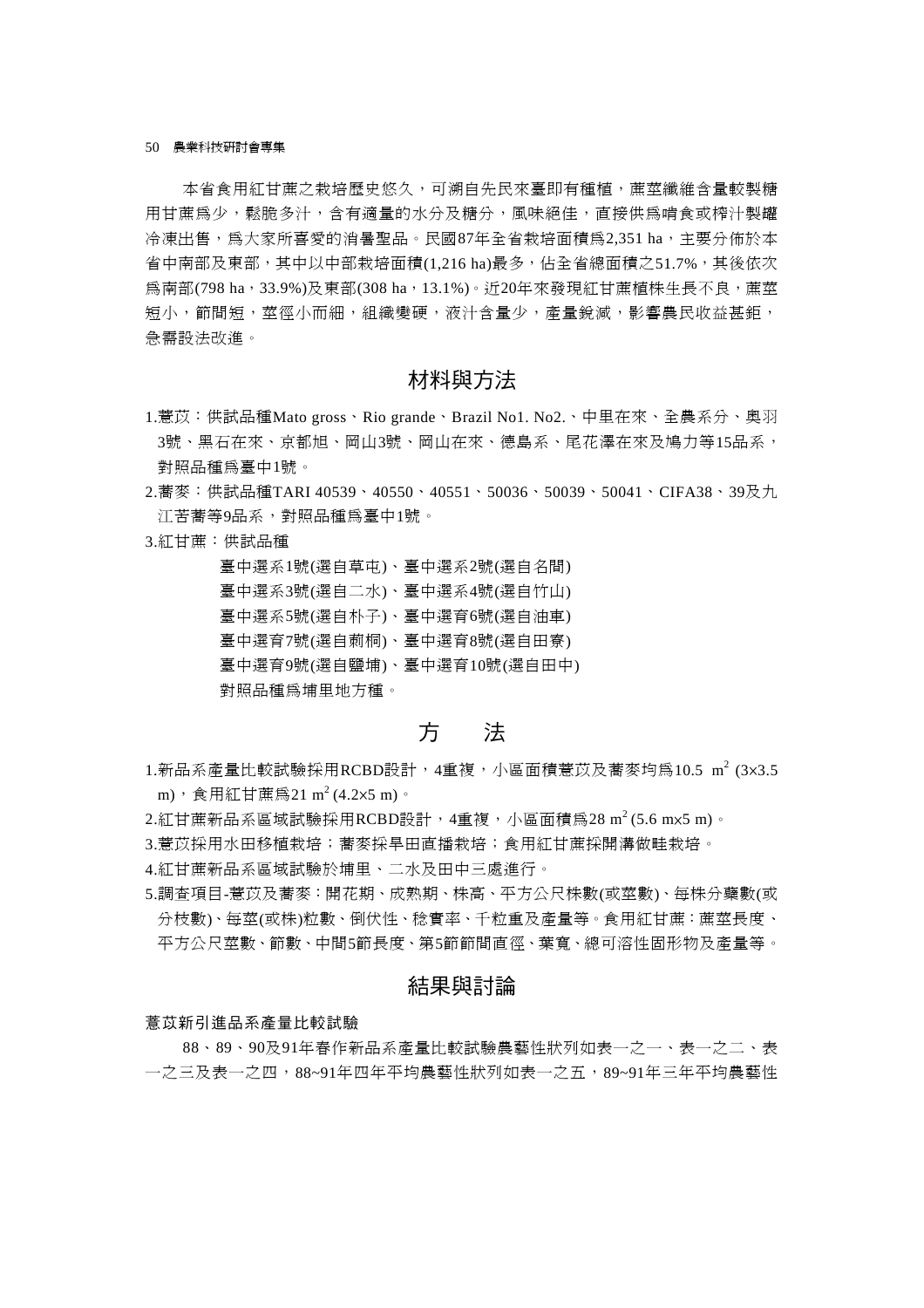本省食用紅甘蔗之栽培歷史悠久，可溯自先民來臺即有種植，蔗莖纖維含量較製糖用甘蔗爲少，鬆脆多汁，含有適量的水分及糖分，風味絕佳，直接供爲啃食或榨汁製罐冷凍出售，爲大家所喜愛的消暑聖品。民國87年全省栽培面積爲2,351 ha，主要分佈於本省中南部及東部，其中以中部栽培面積(1,216 ha)最多，佔全省總面積之51.7%，其後依次爲南部(798 ha，33.9%)及東部(308 ha，13.1%)。近20年來發現紅甘蔗植株生長不良，蔗莖短小，節間短，莖徑小而細，組織變硬，液汁含量少，產量銳減，影響農民收益甚鉅，急需設法改進。

## 材料與方法

1.薏苡：供試品種Mato gross、Rio grande、Brazil No1. No2.、中里在來、全農系分、奧羽3號、黑石在來、京都旭、岡山3號、岡山在來、德島系、尾花澤在來及鳩力等15品系，對照品種爲臺中1號。

2.蕎麥：供試品種TARI 40539、40550、40551、50036、50039、50041、CIFA38、39及九江苦蕎等9品系，對照品種爲臺中1號。

3.紅甘蔗：供試品種

臺中選系1號(選自草屯)、臺中選系2號(選自名間)
臺中選系3號(選自二水)、臺中選系4號(選自竹山)
臺中選系5號(選自朴子)、臺中選育6號(選自油車)
臺中選育7號(選自莿桐)、臺中選育8號(選自田寮)
臺中選育9號(選自鹽埔)、臺中選育10號(選自田中)
對照品種爲埔里地方種。

## 方　法

1.新品系產量比較試驗採用RCBD設計，4重複，小區面積薏苡及蕎麥均爲10.5 $m^2$ (3×3.5 m)，食用紅甘蔗爲21 $m^2$ (4.2×5 m)。

2.紅甘蔗新品系區域試驗採用RCBD設計，4重複，小區面積爲28 $m^2$ (5.6 m×5 m)。

3.薏苡採用水田移植栽培；蕎麥採旱田直播栽培；食用紅甘蔗採開溝做畦栽培。

4.紅甘蔗新品系區域試驗於埔里、二水及田中三處進行。

5.調查項目-薏苡及蕎麥：開花期、成熟期、株高、平方公尺株數(或莖數)、每株分櫱數(或分枝數)、每莖(或株)粒數、倒伏性、稔實率、千粒重及產量等。食用紅甘蔗：蔗莖長度、平方公尺莖數、節數、中間5節長度、第5節節間直徑、葉寬、總可溶性固形物及產量等。

## 結果與討論

薏苡新引進品系產量比較試驗

88、89、90及91年春作新品系產量比較試驗農藝性狀列如表一之一、表一之二、表一之三及表一之四，88~91年四年平均農藝性狀列如表一之五，89~91年三年平均農藝性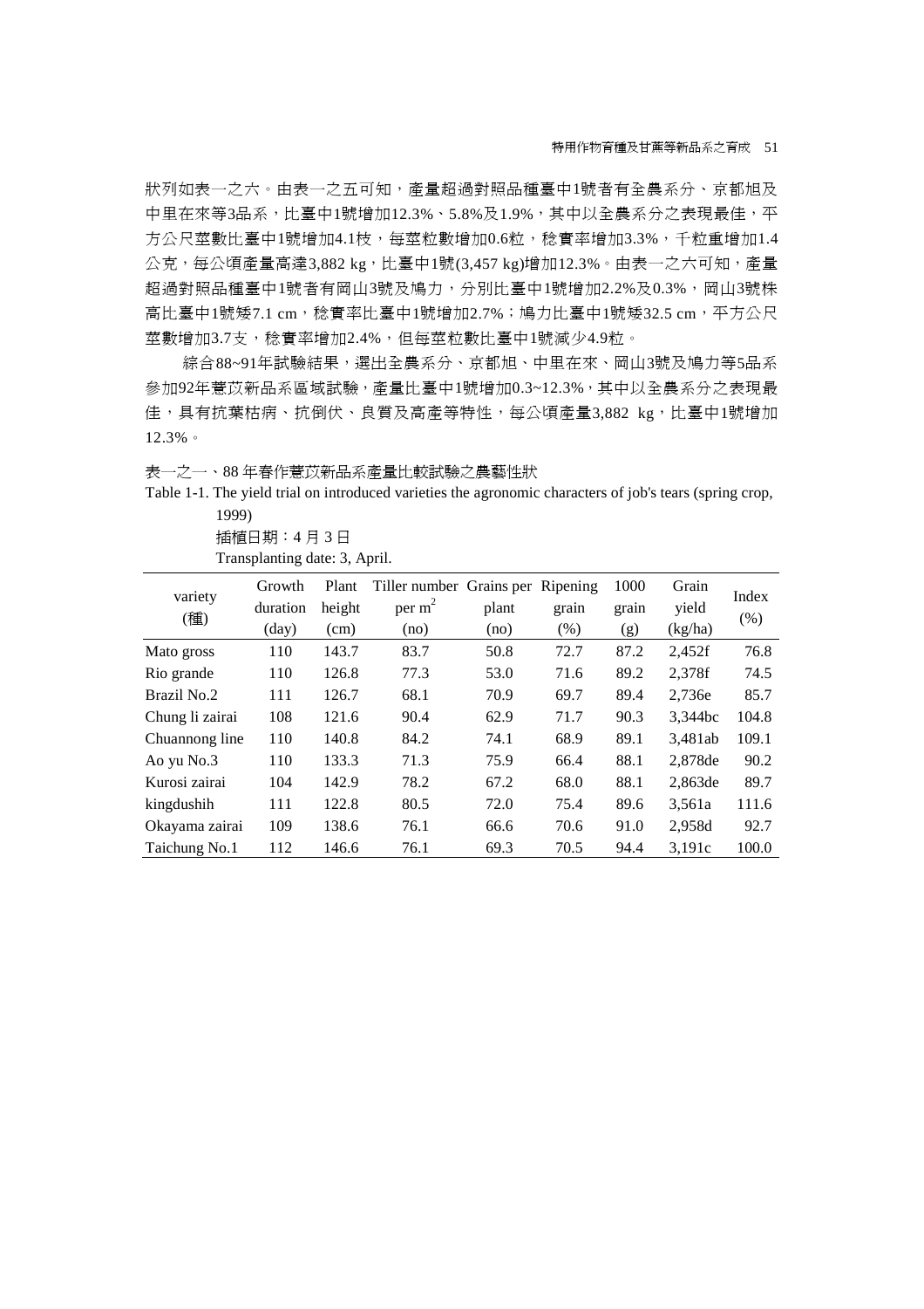狀列如表一之六。由表一之五可知，產量超過對照品種臺中1號者有全農系分、京都旭及中里在來等3品系，比臺中1號增加12.3%、5.8%及1.9%，其中以全農系分之表現最佳，平方公尺莖數比臺中1號增加4.1枝，每莖粒數增加0.6粒，稔實率增加3.3%，千粒重增加1.4公克，每公頃產量高達3,882 kg，比臺中1號(3,457 kg)增加12.3%。由表一之六可知，產量超過對照品種臺中1號者有岡山3號及鳩力，分別比臺中1號增加2.2%及0.3%，岡山3號株高比臺中1號矮7.1 cm，稔實率比臺中1號增加2.7%；鳩力比臺中1號矮32.5 cm，平方公尺莖數增加3.7支，稔實率增加2.4%，但每莖粒數比臺中1號減少4.9粒。

綜合88~91年試驗結果，選出全農系分、京都旭、中里在來、岡山3號及鳩力等5品系參加92年薏苡新品系區域試驗，產量比臺中1號增加0.3~12.3%，其中以全農系分之表現最佳，具有抗葉枯病、抗倒伏、良質及高產等特性，每公頃產量3,882 kg，比臺中1號增加12.3%。

表一之一、88 年春作薏苡新品系產量比較試驗之農藝性狀

Table 1-1. The yield trial on introduced varieties the agronomic characters of job's tears (spring crop, 1999)

插植日期：4 月 3 日

Transplanting date: 3, April.

| variety (種) | Growth duration (day) | Plant height (cm) | Tiller number per $m^2$ (no) | Grains per plant (no) | Ripening grain (%) | 1000 grain (g) | Grain yield (kg/ha) | Index (%) |
|---|---|---|---|---|---|---|---|---|
| Mato gross | 110 | 143.7 | 83.7 | 50.8 | 72.7 | 87.2 | 2,452f | 76.8 |
| Rio grande | 110 | 126.8 | 77.3 | 53.0 | 71.6 | 89.2 | 2,378f | 74.5 |
| Brazil No.2 | 111 | 126.7 | 68.1 | 70.9 | 69.7 | 89.4 | 2,736e | 85.7 |
| Chung li zairai | 108 | 121.6 | 90.4 | 62.9 | 71.7 | 90.3 | 3,344bc | 104.8 |
| Chuannong line | 110 | 140.8 | 84.2 | 74.1 | 68.9 | 89.1 | 3,481ab | 109.1 |
| Ao yu No.3 | 110 | 133.3 | 71.3 | 75.9 | 66.4 | 88.1 | 2,878de | 90.2 |
| Kurosi zairai | 104 | 142.9 | 78.2 | 67.2 | 68.0 | 88.1 | 2,863de | 89.7 |
| kingdushih | 111 | 122.8 | 80.5 | 72.0 | 75.4 | 89.6 | 3,561a | 111.6 |
| Okayama zairai | 109 | 138.6 | 76.1 | 66.6 | 70.6 | 91.0 | 2,958d | 92.7 |
| Taichung No.1 | 112 | 146.6 | 76.1 | 69.3 | 70.5 | 94.4 | 3,191c | 100.0 |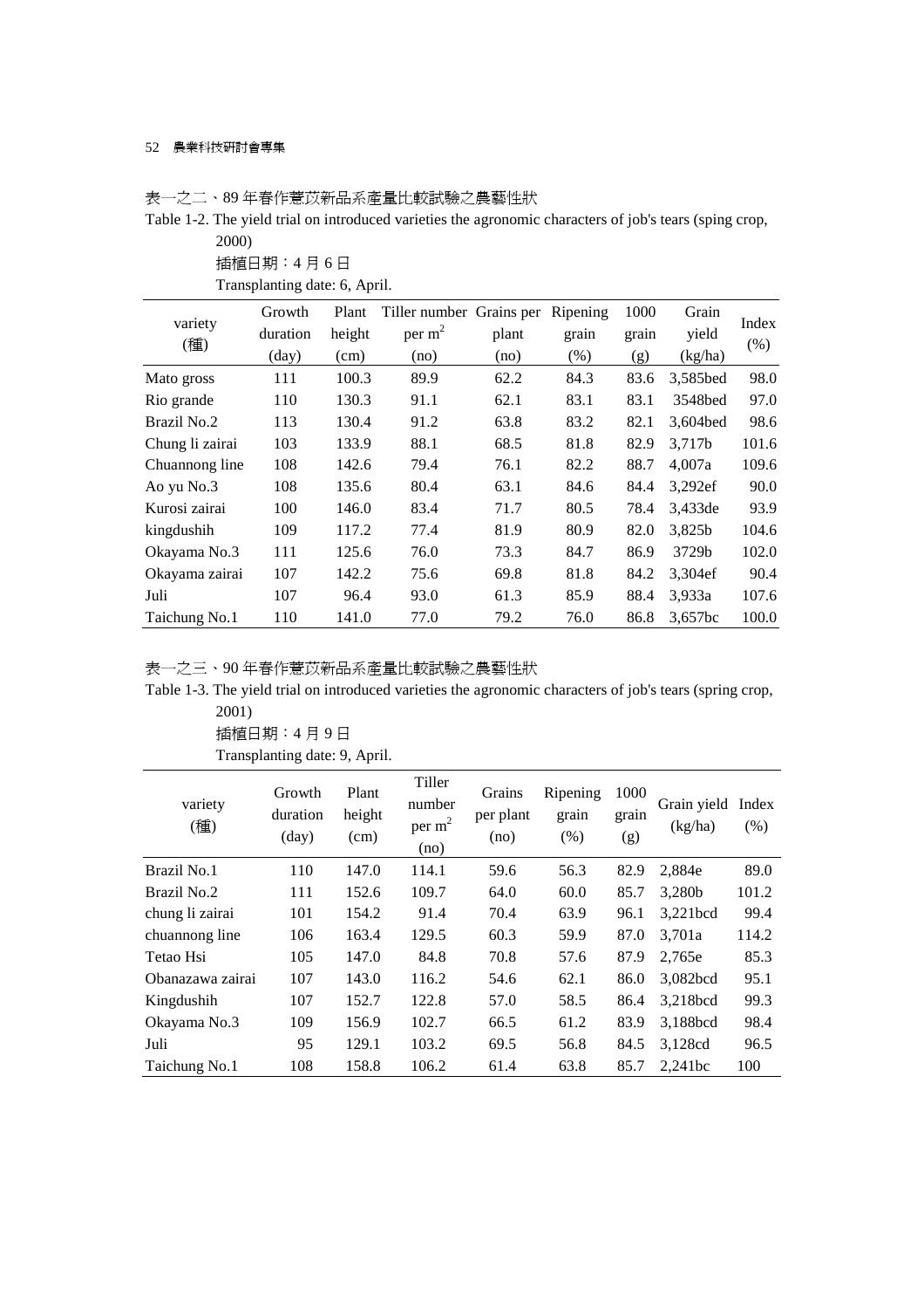表一之二、89 年春作薏苡新品系產量比較試驗之農藝性狀

Table 1-2. The yield trial on introduced varieties the agronomic characters of job's tears (sping crop, 2000)

插植日期：4 月 6 日

Transplanting date: 6, April.

| variety (種) | Growth duration (day) | Plant height (cm) | Tiller number per $m^2$ (no) | Grains per plant (no) | Ripening grain (%) | 1000 grain (g) | Grain yield (kg/ha) | Index (%) |
|---|---|---|---|---|---|---|---|---|
| Mato gross | 111 | 100.3 | 89.9 | 62.2 | 84.3 | 83.6 | 3,585bed | 98.0 |
| Rio grande | 110 | 130.3 | 91.1 | 62.1 | 83.1 | 83.1 | 3548bed | 97.0 |
| Brazil No.2 | 113 | 130.4 | 91.2 | 63.8 | 83.2 | 82.1 | 3,604bed | 98.6 |
| Chung li zairai | 103 | 133.9 | 88.1 | 68.5 | 81.8 | 82.9 | 3,717b | 101.6 |
| Chuannong line | 108 | 142.6 | 79.4 | 76.1 | 82.2 | 88.7 | 4,007a | 109.6 |
| Ao yu No.3 | 108 | 135.6 | 80.4 | 63.1 | 84.6 | 84.4 | 3,292ef | 90.0 |
| Kurosi zairai | 100 | 146.0 | 83.4 | 71.7 | 80.5 | 78.4 | 3,433de | 93.9 |
| kingdushih | 109 | 117.2 | 77.4 | 81.9 | 80.9 | 82.0 | 3,825b | 104.6 |
| Okayama No.3 | 111 | 125.6 | 76.0 | 73.3 | 84.7 | 86.9 | 3729b | 102.0 |
| Okayama zairai | 107 | 142.2 | 75.6 | 69.8 | 81.8 | 84.2 | 3,304ef | 90.4 |
| Juli | 107 | 96.4 | 93.0 | 61.3 | 85.9 | 88.4 | 3,933a | 107.6 |
| Taichung No.1 | 110 | 141.0 | 77.0 | 79.2 | 76.0 | 86.8 | 3,657bc | 100.0 |

表一之三、90 年春作薏苡新品系產量比較試驗之農藝性狀

Table 1-3. The yield trial on introduced varieties the agronomic characters of job's tears (spring crop, 2001)

插植日期：4 月 9 日

Transplanting date: 9, April.

| variety (種) | Growth duration (day) | Plant height (cm) | Tiller number per $m^2$ (no) | Grains per plant (no) | Ripening grain (%) | 1000 grain (g) | Grain yield (kg/ha) | Index (%) |
|---|---|---|---|---|---|---|---|---|
| Brazil No.1 | 110 | 147.0 | 114.1 | 59.6 | 56.3 | 82.9 | 2,884e | 89.0 |
| Brazil No.2 | 111 | 152.6 | 109.7 | 64.0 | 60.0 | 85.7 | 3,280b | 101.2 |
| chung li zairai | 101 | 154.2 | 91.4 | 70.4 | 63.9 | 96.1 | 3,221bcd | 99.4 |
| chuannong line | 106 | 163.4 | 129.5 | 60.3 | 59.9 | 87.0 | 3,701a | 114.2 |
| Tetao Hsi | 105 | 147.0 | 84.8 | 70.8 | 57.6 | 87.9 | 2,765e | 85.3 |
| Obanazawa zairai | 107 | 143.0 | 116.2 | 54.6 | 62.1 | 86.0 | 3,082bcd | 95.1 |
| Kingdushih | 107 | 152.7 | 122.8 | 57.0 | 58.5 | 86.4 | 3,218bcd | 99.3 |
| Okayama No.3 | 109 | 156.9 | 102.7 | 66.5 | 61.2 | 83.9 | 3,188bcd | 98.4 |
| Juli | 95 | 129.1 | 103.2 | 69.5 | 56.8 | 84.5 | 3,128cd | 96.5 |
| Taichung No.1 | 108 | 158.8 | 106.2 | 61.4 | 63.8 | 85.7 | 2,241bc | 100 |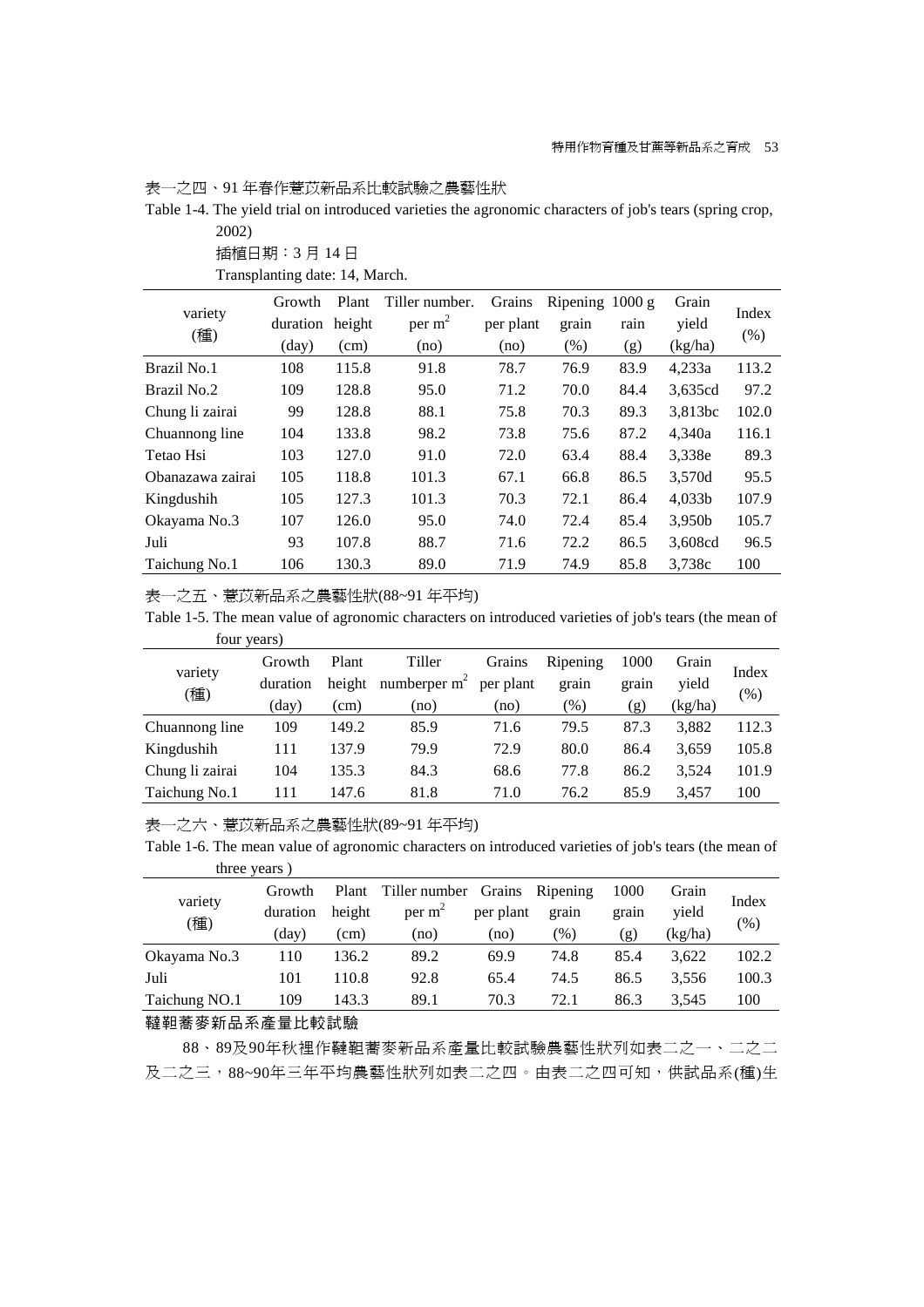表一之四、91 年春作薏苡新品系比較試驗之農藝性狀

Table 1-4. The yield trial on introduced varieties the agronomic characters of job's tears (spring crop, 2002)

插植日期：3 月 14 日

Transplanting date: 14, March.

| variety (種) | Growth duration (day) | Plant height (cm) | Tiller number. per $m^2$ (no) | Grains per plant (no) | Ripening grain (%) | 1000 g rain (g) | Grain yield (kg/ha) | Index (%) |
|---|---|---|---|---|---|---|---|---|
| Brazil No.1 | 108 | 115.8 | 91.8 | 78.7 | 76.9 | 83.9 | 4,233a | 113.2 |
| Brazil No.2 | 109 | 128.8 | 95.0 | 71.2 | 70.0 | 84.4 | 3,635cd | 97.2 |
| Chung li zairai | 99 | 128.8 | 88.1 | 75.8 | 70.3 | 89.3 | 3,813bc | 102.0 |
| Chuannong line | 104 | 133.8 | 98.2 | 73.8 | 75.6 | 87.2 | 4,340a | 116.1 |
| Tetao Hsi | 103 | 127.0 | 91.0 | 72.0 | 63.4 | 88.4 | 3,338e | 89.3 |
| Obanazawa zairai | 105 | 118.8 | 101.3 | 67.1 | 66.8 | 86.5 | 3,570d | 95.5 |
| Kingdushih | 105 | 127.3 | 101.3 | 70.3 | 72.1 | 86.4 | 4,033b | 107.9 |
| Okayama No.3 | 107 | 126.0 | 95.0 | 74.0 | 72.4 | 85.4 | 3,950b | 105.7 |
| Juli | 93 | 107.8 | 88.7 | 71.6 | 72.2 | 86.5 | 3,608cd | 96.5 |
| Taichung No.1 | 106 | 130.3 | 89.0 | 71.9 | 74.9 | 85.8 | 3,738c | 100 |

表一之五、薏苡新品系之農藝性狀(88~91 年平均)

Table 1-5. The mean value of agronomic characters on introduced varieties of job's tears (the mean of four years)

| variety (種) | Growth duration (day) | Plant height (cm) | Tiller numberper $m^2$ (no) | Grains per plant (no) | Ripening grain (%) | 1000 grain (g) | Grain yield (kg/ha) | Index (%) |
|---|---|---|---|---|---|---|---|---|
| Chuannong line | 109 | 149.2 | 85.9 | 71.6 | 79.5 | 87.3 | 3,882 | 112.3 |
| Kingdushih | 111 | 137.9 | 79.9 | 72.9 | 80.0 | 86.4 | 3,659 | 105.8 |
| Chung li zairai | 104 | 135.3 | 84.3 | 68.6 | 77.8 | 86.2 | 3,524 | 101.9 |
| Taichung No.1 | 111 | 147.6 | 81.8 | 71.0 | 76.2 | 85.9 | 3,457 | 100 |

表一之六、薏苡新品系之農藝性狀(89~91 年平均)

Table 1-6. The mean value of agronomic characters on introduced varieties of job's tears (the mean of three years )

| variety (種) | Growth duration (day) | Plant height (cm) | Tiller number per $m^2$ (no) | Grains per plant (no) | Ripening grain (%) | 1000 grain (g) | Grain yield (kg/ha) | Index (%) |
|---|---|---|---|---|---|---|---|---|
| Okayama No.3 | 110 | 136.2 | 89.2 | 69.9 | 74.8 | 85.4 | 3,622 | 102.2 |
| Juli | 101 | 110.8 | 92.8 | 65.4 | 74.5 | 86.5 | 3,556 | 100.3 |
| Taichung NO.1 | 109 | 143.3 | 89.1 | 70.3 | 72.1 | 86.3 | 3,545 | 100 |

韃靼蕎麥新品系產量比較試驗

88、89及90年秋裡作韃靼蕎麥新品系產量比較試驗農藝性狀列如表二之一、二之二及二之三，88~90年三年平均農藝性狀列如表二之四。由表二之四可知，供試品系(種)生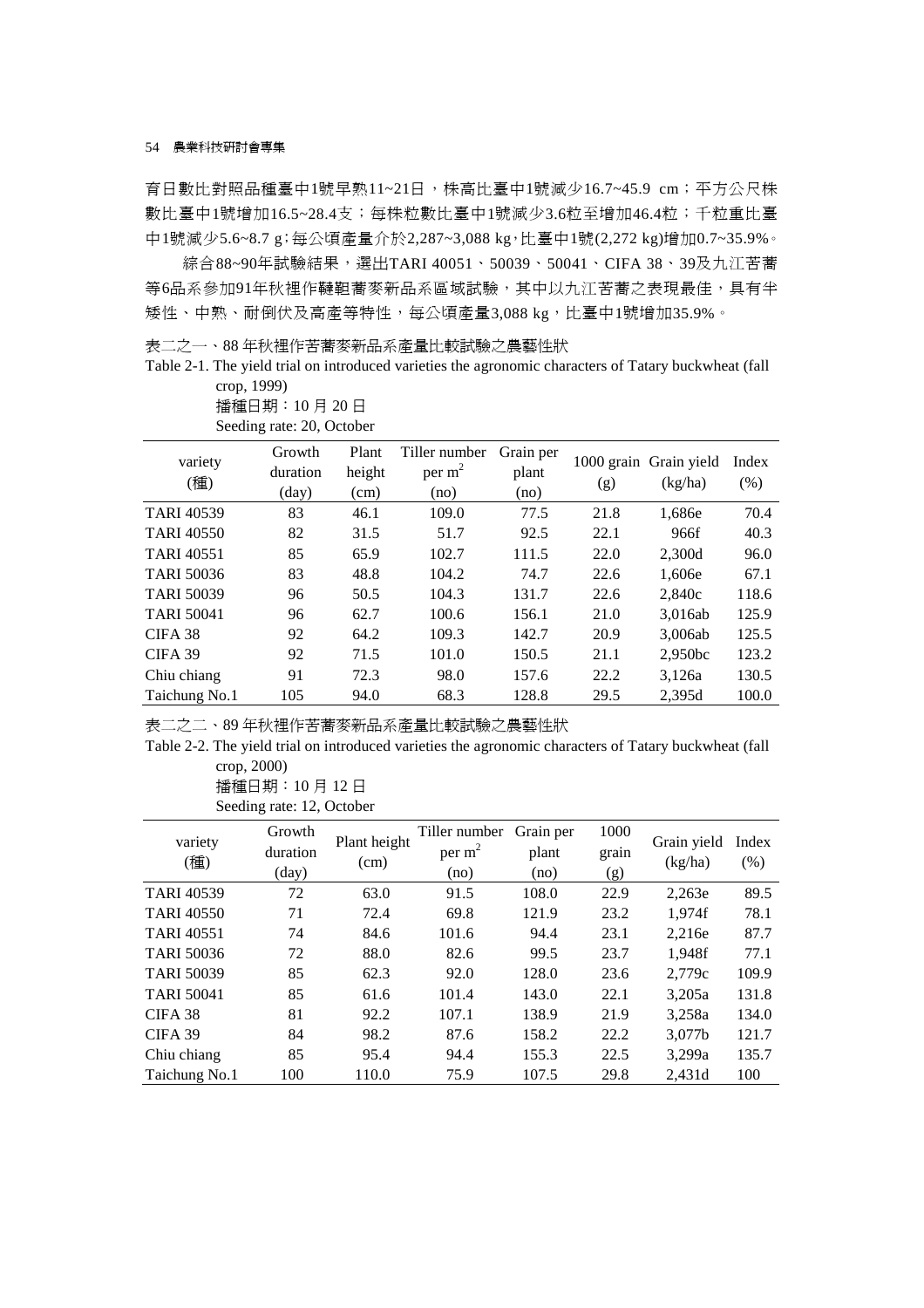育日數比對照品種臺中1號早熟11~21日，株高比臺中1號減少16.7~45.9 cm；平方公尺株數比臺中1號增加16.5~28.4支；每株粒數比臺中1號減少3.6粒至增加46.4粒；千粒重比臺中1號減少5.6~8.7 g；每公頃產量介於2,287~3,088 kg，比臺中1號(2,272 kg)增加0.7~35.9%。

綜合88~90年試驗結果，選出TARI 40051、50039、50041、CIFA 38、39及九江苦蕎等6品系參加91年秋裡作韃靼蕎麥新品系區域試驗，其中以九江苦蕎之表現最佳，具有半矮性、中熟、耐倒伏及高產等特性，每公頃產量3,088 kg，比臺中1號增加35.9%。

表二之一、88 年秋裡作苦蕎麥新品系產量比較試驗之農藝性狀

Table 2-1. The yield trial on introduced varieties the agronomic characters of Tatary buckwheat (fall crop, 1999)

播種日期：10 月 20 日

Seeding rate: 20, October

| variety (種) | Growth duration (day) | Plant height (cm) | Tiller number per $m^2$ (no) | Grain per plant (no) | 1000 grain (g) | Grain yield (kg/ha) | Index (%) |
|---|---|---|---|---|---|---|---|
| TARI 40539 | 83 | 46.1 | 109.0 | 77.5 | 21.8 | 1,686e | 70.4 |
| TARI 40550 | 82 | 31.5 | 51.7 | 92.5 | 22.1 | 966f | 40.3 |
| TARI 40551 | 85 | 65.9 | 102.7 | 111.5 | 22.0 | 2,300d | 96.0 |
| TARI 50036 | 83 | 48.8 | 104.2 | 74.7 | 22.6 | 1,606e | 67.1 |
| TARI 50039 | 96 | 50.5 | 104.3 | 131.7 | 22.6 | 2,840c | 118.6 |
| TARI 50041 | 96 | 62.7 | 100.6 | 156.1 | 21.0 | 3,016ab | 125.9 |
| CIFA 38 | 92 | 64.2 | 109.3 | 142.7 | 20.9 | 3,006ab | 125.5 |
| CIFA 39 | 92 | 71.5 | 101.0 | 150.5 | 21.1 | 2,950bc | 123.2 |
| Chiu chiang | 91 | 72.3 | 98.0 | 157.6 | 22.2 | 3,126a | 130.5 |
| Taichung No.1 | 105 | 94.0 | 68.3 | 128.8 | 29.5 | 2,395d | 100.0 |

表二之二、89 年秋裡作苦蕎麥新品系產量比較試驗之農藝性狀

Table 2-2. The yield trial on introduced varieties the agronomic characters of Tatary buckwheat (fall crop, 2000)

播種日期：10 月 12 日

Seeding rate: 12, October

| variety (種) | Growth duration (day) | Plant height (cm) | Tiller number per $m^2$ (no) | Grain per plant (no) | 1000 grain (g) | Grain yield (kg/ha) | Index (%) |
|---|---|---|---|---|---|---|---|
| TARI 40539 | 72 | 63.0 | 91.5 | 108.0 | 22.9 | 2,263e | 89.5 |
| TARI 40550 | 71 | 72.4 | 69.8 | 121.9 | 23.2 | 1,974f | 78.1 |
| TARI 40551 | 74 | 84.6 | 101.6 | 94.4 | 23.1 | 2,216e | 87.7 |
| TARI 50036 | 72 | 88.0 | 82.6 | 99.5 | 23.7 | 1,948f | 77.1 |
| TARI 50039 | 85 | 62.3 | 92.0 | 128.0 | 23.6 | 2,779c | 109.9 |
| TARI 50041 | 85 | 61.6 | 101.4 | 143.0 | 22.1 | 3,205a | 131.8 |
| CIFA 38 | 81 | 92.2 | 107.1 | 138.9 | 21.9 | 3,258a | 134.0 |
| CIFA 39 | 84 | 98.2 | 87.6 | 158.2 | 22.2 | 3,077b | 121.7 |
| Chiu chiang | 85 | 95.4 | 94.4 | 155.3 | 22.5 | 3,299a | 135.7 |
| Taichung No.1 | 100 | 110.0 | 75.9 | 107.5 | 29.8 | 2,431d | 100 |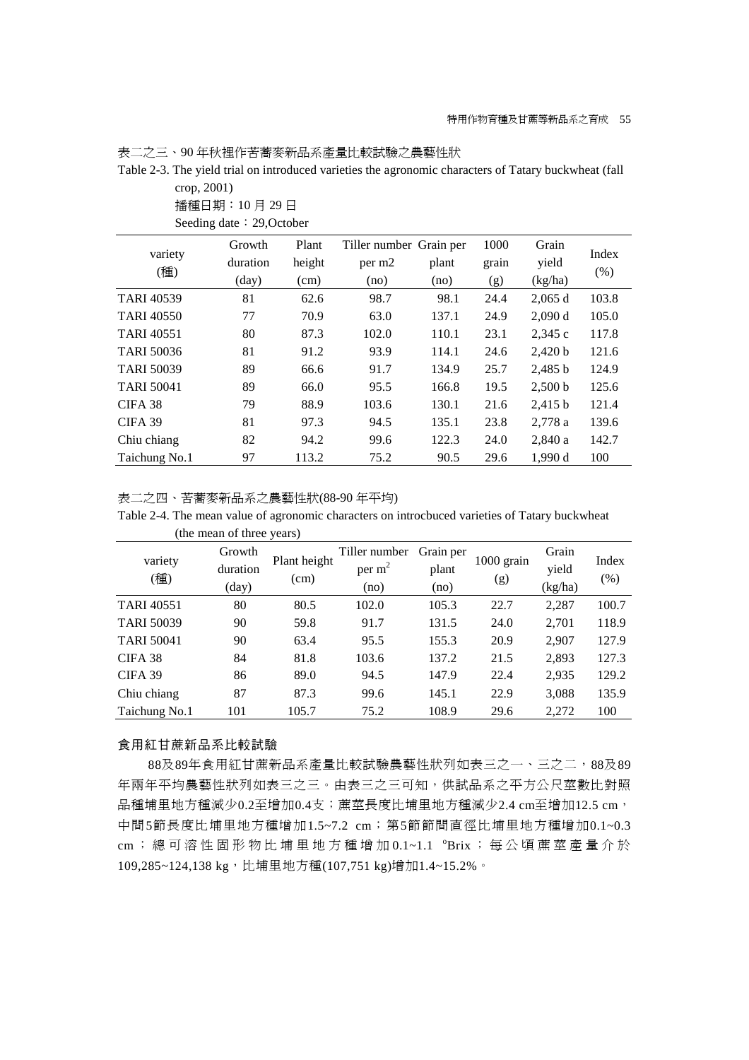表二之三、90 年秋裡作苦蕎麥新品系產量比較試驗之農藝性狀

Table 2-3. The yield trial on introduced varieties the agronomic characters of Tatary buckwheat (fall crop, 2001)

播種日期：10 月 29 日

Seeding date：29,October

| variety (種) | Growth duration (day) | Plant height (cm) | Tiller number per m2 (no) | Grain per plant (no) | 1000 grain (g) | Grain yield (kg/ha) | Index (%) |
|---|---|---|---|---|---|---|---|
| TARI 40539 | 81 | 62.6 | 98.7 | 98.1 | 24.4 | 2,065 d | 103.8 |
| TARI 40550 | 77 | 70.9 | 63.0 | 137.1 | 24.9 | 2,090 d | 105.0 |
| TARI 40551 | 80 | 87.3 | 102.0 | 110.1 | 23.1 | 2,345 c | 117.8 |
| TARI 50036 | 81 | 91.2 | 93.9 | 114.1 | 24.6 | 2,420 b | 121.6 |
| TARI 50039 | 89 | 66.6 | 91.7 | 134.9 | 25.7 | 2,485 b | 124.9 |
| TARI 50041 | 89 | 66.0 | 95.5 | 166.8 | 19.5 | 2,500 b | 125.6 |
| CIFA 38 | 79 | 88.9 | 103.6 | 130.1 | 21.6 | 2,415 b | 121.4 |
| CIFA 39 | 81 | 97.3 | 94.5 | 135.1 | 23.8 | 2,778 a | 139.6 |
| Chiu chiang | 82 | 94.2 | 99.6 | 122.3 | 24.0 | 2,840 a | 142.7 |
| Taichung No.1 | 97 | 113.2 | 75.2 | 90.5 | 29.6 | 1,990 d | 100 |

表二之四、苦蕎麥新品系之農藝性狀(88-90 年平均)

Table 2-4. The mean value of agronomic characters on introcbuced varieties of Tatary buckwheat (the mean of three years)

| variety (種) | Growth duration (day) | Plant height (cm) | Tiller number per $m^2$ (no) | Grain per plant (no) | 1000 grain (g) | Grain yield (kg/ha) | Index (%) |
|---|---|---|---|---|---|---|---|
| TARI 40551 | 80 | 80.5 | 102.0 | 105.3 | 22.7 | 2,287 | 100.7 |
| TARI 50039 | 90 | 59.8 | 91.7 | 131.5 | 24.0 | 2,701 | 118.9 |
| TARI 50041 | 90 | 63.4 | 95.5 | 155.3 | 20.9 | 2,907 | 127.9 |
| CIFA 38 | 84 | 81.8 | 103.6 | 137.2 | 21.5 | 2,893 | 127.3 |
| CIFA 39 | 86 | 89.0 | 94.5 | 147.9 | 22.4 | 2,935 | 129.2 |
| Chiu chiang | 87 | 87.3 | 99.6 | 145.1 | 22.9 | 3,088 | 135.9 |
| Taichung No.1 | 101 | 105.7 | 75.2 | 108.9 | 29.6 | 2,272 | 100 |

## 食用紅甘蔗新品系比較試驗

88及89年食用紅甘蔗新品系產量比較試驗農藝性狀列如表三之一、三之二，88及89年兩年平均農藝性狀列如表三之三。由表三之三可知，供試品系之平方公尺莖數比對照品種埔里地方種減少0.2至增加0.4支；蔗莖長度比埔里地方種減少2.4 cm至增加12.5 cm，中間5節長度比埔里地方種增加1.5~7.2 cm；第5節節間直徑比埔里地方種增加0.1~0.3 cm；總可溶性固形物比埔里地方種增加0.1~1.1 °Brix；每公頃蔗莖產量介於109,285~124,138 kg，比埔里地方種(107,751 kg)增加1.4~15.2%。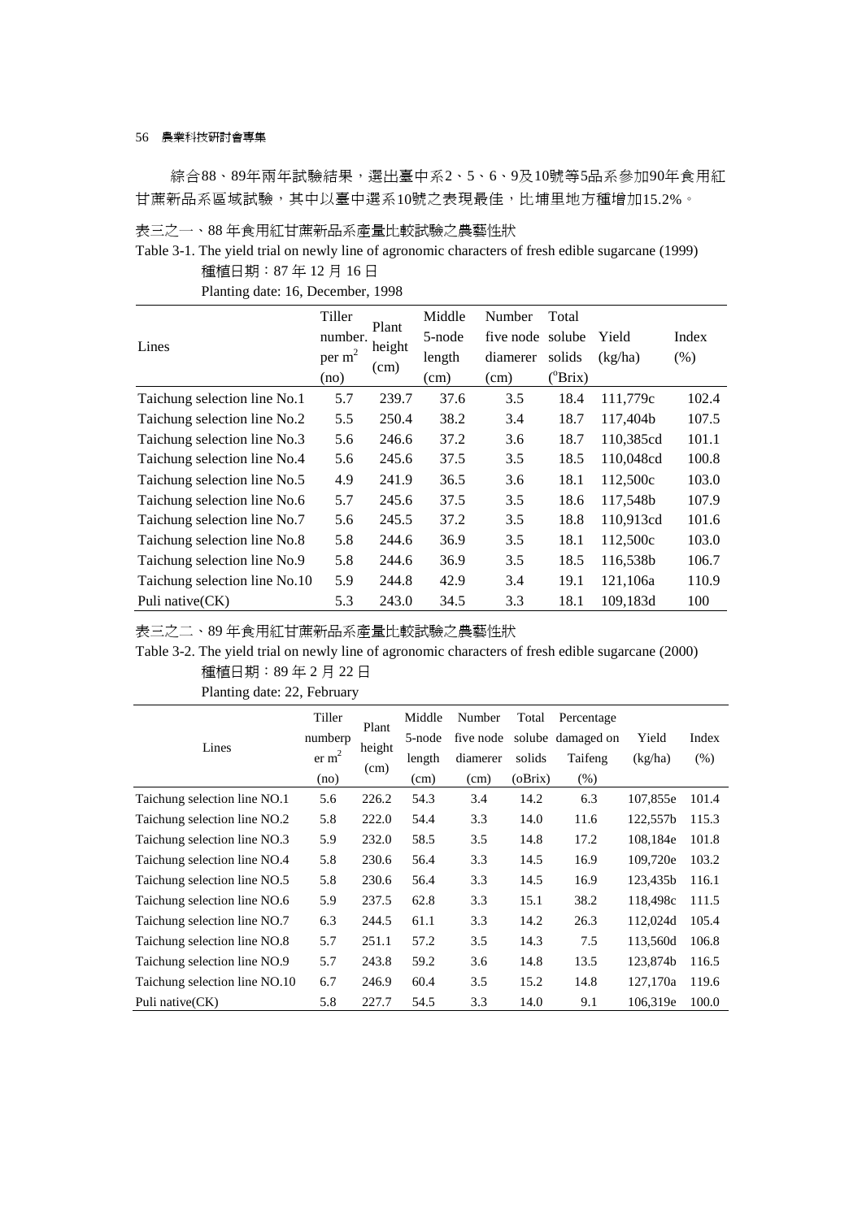綜合88、89年兩年試驗結果，選出臺中系2、5、6、9及10號等5品系參加90年食用紅甘蔗新品系區域試驗，其中以臺中選系10號之表現最佳，比埔里地方種增加15.2%。

表三之一、88 年食用紅甘蔗新品系產量比較試驗之農藝性狀

Table 3-1. The yield trial on newly line of agronomic characters of fresh edible sugarcane (1999)

種植日期：87 年 12 月 16 日

Planting date: 16, December, 1998

| Lines | Tiller number. per $m^2$ (no) | Plant height (cm) | Middle 5-node length (cm) | Number five node diamerer (cm) | Total solube solids (°Brix) | Yield (kg/ha) | Index (%) |
|---|---|---|---|---|---|---|---|
| Taichung selection line No.1 | 5.7 | 239.7 | 37.6 | 3.5 | 18.4 | 111,779c | 102.4 |
| Taichung selection line No.2 | 5.5 | 250.4 | 38.2 | 3.4 | 18.7 | 117,404b | 107.5 |
| Taichung selection line No.3 | 5.6 | 246.6 | 37.2 | 3.6 | 18.7 | 110,385cd | 101.1 |
| Taichung selection line No.4 | 5.6 | 245.6 | 37.5 | 3.5 | 18.5 | 110,048cd | 100.8 |
| Taichung selection line No.5 | 4.9 | 241.9 | 36.5 | 3.6 | 18.1 | 112,500c | 103.0 |
| Taichung selection line No.6 | 5.7 | 245.6 | 37.5 | 3.5 | 18.6 | 117,548b | 107.9 |
| Taichung selection line No.7 | 5.6 | 245.5 | 37.2 | 3.5 | 18.8 | 110,913cd | 101.6 |
| Taichung selection line No.8 | 5.8 | 244.6 | 36.9 | 3.5 | 18.1 | 112,500c | 103.0 |
| Taichung selection line No.9 | 5.8 | 244.6 | 36.9 | 3.5 | 18.5 | 116,538b | 106.7 |
| Taichung selection line No.10 | 5.9 | 244.8 | 42.9 | 3.4 | 19.1 | 121,106a | 110.9 |
| Puli native(CK) | 5.3 | 243.0 | 34.5 | 3.3 | 18.1 | 109,183d | 100 |

表三之二、89 年食用紅甘蔗新品系產量比較試驗之農藝性狀

Table 3-2. The yield trial on newly line of agronomic characters of fresh edible sugarcane (2000)

種植日期：89 年 2 月 22 日

Planting date: 22, February

| Lines | Tiller numberp er $m^2$ (no) | Plant height (cm) | Middle 5-node length (cm) | Number five node diamerer (cm) | Total solube solids (oBrix) | Percentage damaged on Taifeng (%) | Yield (kg/ha) | Index (%) |
|---|---|---|---|---|---|---|---|---|
| Taichung selection line NO.1 | 5.6 | 226.2 | 54.3 | 3.4 | 14.2 | 6.3 | 107,855e | 101.4 |
| Taichung selection line NO.2 | 5.8 | 222.0 | 54.4 | 3.3 | 14.0 | 11.6 | 122,557b | 115.3 |
| Taichung selection line NO.3 | 5.9 | 232.0 | 58.5 | 3.5 | 14.8 | 17.2 | 108,184e | 101.8 |
| Taichung selection line NO.4 | 5.8 | 230.6 | 56.4 | 3.3 | 14.5 | 16.9 | 109,720e | 103.2 |
| Taichung selection line NO.5 | 5.8 | 230.6 | 56.4 | 3.3 | 14.5 | 16.9 | 123,435b | 116.1 |
| Taichung selection line NO.6 | 5.9 | 237.5 | 62.8 | 3.3 | 15.1 | 38.2 | 118,498c | 111.5 |
| Taichung selection line NO.7 | 6.3 | 244.5 | 61.1 | 3.3 | 14.2 | 26.3 | 112,024d | 105.4 |
| Taichung selection line NO.8 | 5.7 | 251.1 | 57.2 | 3.5 | 14.3 | 7.5 | 113,560d | 106.8 |
| Taichung selection line NO.9 | 5.7 | 243.8 | 59.2 | 3.6 | 14.8 | 13.5 | 123,874b | 116.5 |
| Taichung selection line NO.10 | 6.7 | 246.9 | 60.4 | 3.5 | 15.2 | 14.8 | 127,170a | 119.6 |
| Puli native(CK) | 5.8 | 227.7 | 54.5 | 3.3 | 14.0 | 9.1 | 106,319e | 100.0 |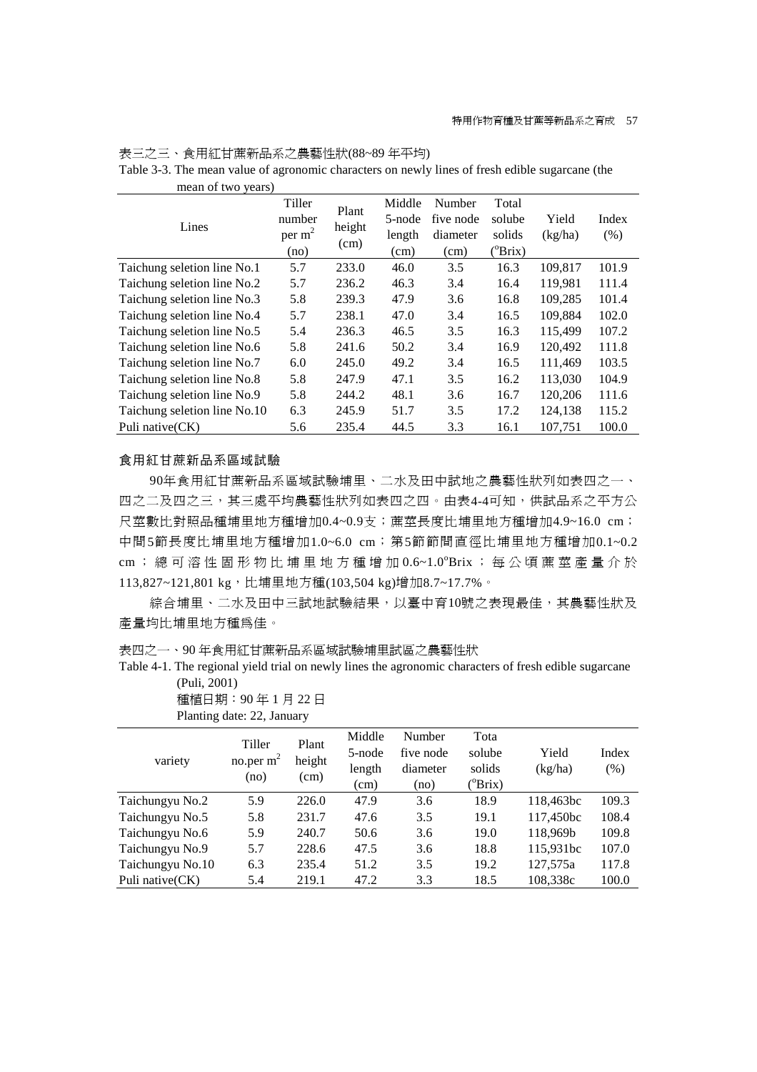表三之三、食用紅甘蔗新品系之農藝性狀(88~89 年平均)

Table 3-3. The mean value of agronomic characters on newly lines of fresh edible sugarcane (the mean of two years)

| Lines | Tiller number per $m^2$ (no) | Plant height (cm) | Middle 5-node length (cm) | Number five node diameter (cm) | Total solube solids (°Brix) | Yield (kg/ha) | Index (%) |
|---|---|---|---|---|---|---|---|
| Taichung seletion line No.1 | 5.7 | 233.0 | 46.0 | 3.5 | 16.3 | 109,817 | 101.9 |
| Taichung seletion line No.2 | 5.7 | 236.2 | 46.3 | 3.4 | 16.4 | 119,981 | 111.4 |
| Taichung seletion line No.3 | 5.8 | 239.3 | 47.9 | 3.6 | 16.8 | 109,285 | 101.4 |
| Taichung seletion line No.4 | 5.7 | 238.1 | 47.0 | 3.4 | 16.5 | 109,884 | 102.0 |
| Taichung seletion line No.5 | 5.4 | 236.3 | 46.5 | 3.5 | 16.3 | 115,499 | 107.2 |
| Taichung seletion line No.6 | 5.8 | 241.6 | 50.2 | 3.4 | 16.9 | 120,492 | 111.8 |
| Taichung seletion line No.7 | 6.0 | 245.0 | 49.2 | 3.4 | 16.5 | 111,469 | 103.5 |
| Taichung seletion line No.8 | 5.8 | 247.9 | 47.1 | 3.5 | 16.2 | 113,030 | 104.9 |
| Taichung seletion line No.9 | 5.8 | 244.2 | 48.1 | 3.6 | 16.7 | 120,206 | 111.6 |
| Taichung seletion line No.10 | 6.3 | 245.9 | 51.7 | 3.5 | 17.2 | 124,138 | 115.2 |
| Puli native(CK) | 5.6 | 235.4 | 44.5 | 3.3 | 16.1 | 107,751 | 100.0 |

### 食用紅甘蔗新品系區域試驗

90年食用紅甘蔗新品系區域試驗埔里、二水及田中試地之農藝性狀列如表四之一、四之二及四之三，其三處平均農藝性狀列如表四之四。由表4-4可知，供試品系之平方公尺莖數比對照品種埔里地方種增加0.4~0.9支；蔗莖長度比埔里地方種增加4.9~16.0 cm；中間5節長度比埔里地方種增加1.0~6.0 cm；第5節節間直徑比埔里地方種增加0.1~0.2 cm；總可溶性固形物比埔里地方種增加0.6~1.0°Brix；每公頃蔗莖產量介於113,827~121,801 kg，比埔里地方種(103,504 kg)增加8.7~17.7%。

綜合埔里、二水及田中三試地試驗結果，以臺中育10號之表現最佳，其農藝性狀及產量均比埔里地方種爲佳。

表四之一、90 年食用紅甘蔗新品系區域試驗埔里試區之農藝性狀

Table 4-1. The regional yield trial on newly lines the agronomic characters of fresh edible sugarcane (Puli, 2001)

種植日期：90 年 1 月 22 日

Planting date: 22, January

| variety | Tiller no.per $m^2$ (no) | Plant height (cm) | Middle 5-node length (cm) | Number five node diameter (no) | Tota solube solids (°Brix) | Yield (kg/ha) | Index (%) |
|---|---|---|---|---|---|---|---|
| Taichungyu No.2 | 5.9 | 226.0 | 47.9 | 3.6 | 18.9 | 118,463bc | 109.3 |
| Taichungyu No.5 | 5.8 | 231.7 | 47.6 | 3.5 | 19.1 | 117,450bc | 108.4 |
| Taichungyu No.6 | 5.9 | 240.7 | 50.6 | 3.6 | 19.0 | 118,969b | 109.8 |
| Taichungyu No.9 | 5.7 | 228.6 | 47.5 | 3.6 | 18.8 | 115,931bc | 107.0 |
| Taichungyu No.10 | 6.3 | 235.4 | 51.2 | 3.5 | 19.2 | 127,575a | 117.8 |
| Puli native(CK) | 5.4 | 219.1 | 47.2 | 3.3 | 18.5 | 108,338c | 100.0 |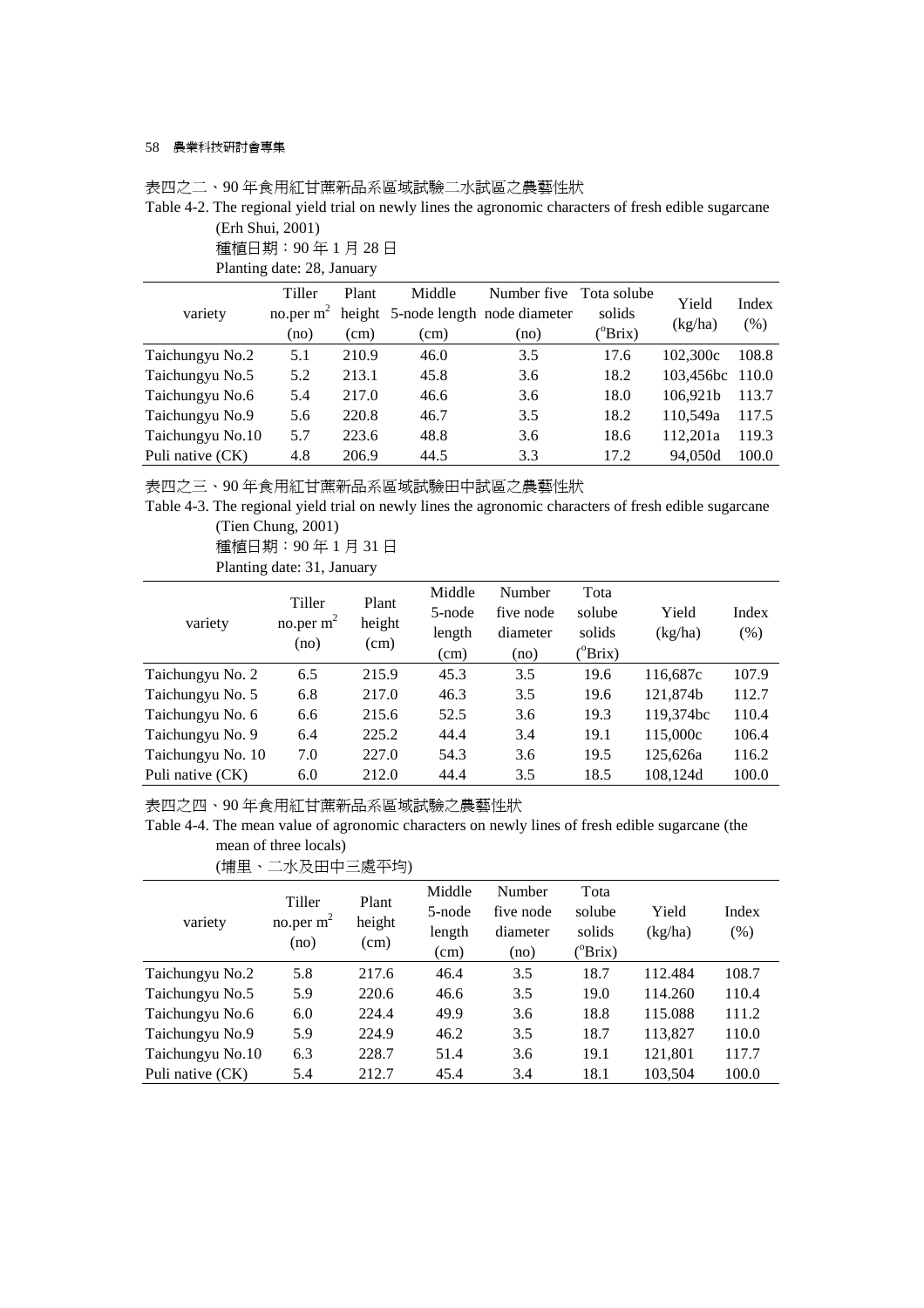表四之二、90 年食用紅甘蔗新品系區域試驗二水試區之農藝性狀

Table 4-2. The regional yield trial on newly lines the agronomic characters of fresh edible sugarcane (Erh Shui, 2001)

種植日期：90 年 1 月 28 日

Planting date: 28, January

| variety | Tiller no.per $m^2$ (no) | Plant height (cm) | Middle 5-node length (cm) | Number five node diameter (no) | Tota solube solids (°Brix) | Yield (kg/ha) | Index (%) |
|---|---|---|---|---|---|---|---|
| Taichungyu No.2 | 5.1 | 210.9 | 46.0 | 3.5 | 17.6 | 102,300c | 108.8 |
| Taichungyu No.5 | 5.2 | 213.1 | 45.8 | 3.6 | 18.2 | 103,456bc | 110.0 |
| Taichungyu No.6 | 5.4 | 217.0 | 46.6 | 3.6 | 18.0 | 106,921b | 113.7 |
| Taichungyu No.9 | 5.6 | 220.8 | 46.7 | 3.5 | 18.2 | 110,549a | 117.5 |
| Taichungyu No.10 | 5.7 | 223.6 | 48.8 | 3.6 | 18.6 | 112,201a | 119.3 |
| Puli native (CK) | 4.8 | 206.9 | 44.5 | 3.3 | 17.2 | 94,050d | 100.0 |

表四之三、90 年食用紅甘蔗新品系區域試驗田中試區之農藝性狀

Table 4-3. The regional yield trial on newly lines the agronomic characters of fresh edible sugarcane (Tien Chung, 2001)

種植日期：90 年 1 月 31 日

Planting date: 31, January

| variety | Tiller no.per $m^2$ (no) | Plant height (cm) | Middle 5-node length (cm) | Number five node diameter (no) | Tota solube solids (°Brix) | Yield (kg/ha) | Index (%) |
|---|---|---|---|---|---|---|---|
| Taichungyu No. 2 | 6.5 | 215.9 | 45.3 | 3.5 | 19.6 | 116,687c | 107.9 |
| Taichungyu No. 5 | 6.8 | 217.0 | 46.3 | 3.5 | 19.6 | 121,874b | 112.7 |
| Taichungyu No. 6 | 6.6 | 215.6 | 52.5 | 3.6 | 19.3 | 119,374bc | 110.4 |
| Taichungyu No. 9 | 6.4 | 225.2 | 44.4 | 3.4 | 19.1 | 115,000c | 106.4 |
| Taichungyu No. 10 | 7.0 | 227.0 | 54.3 | 3.6 | 19.5 | 125,626a | 116.2 |
| Puli native (CK) | 6.0 | 212.0 | 44.4 | 3.5 | 18.5 | 108,124d | 100.0 |

表四之四、90 年食用紅甘蔗新品系區域試驗之農藝性狀

Table 4-4. The mean value of agronomic characters on newly lines of fresh edible sugarcane (the mean of three locals)

(埔里、二水及田中三處平均)

| variety | Tiller no.per $m^2$ (no) | Plant height (cm) | Middle 5-node length (cm) | Number five node diameter (no) | Tota solube solids (°Brix) | Yield (kg/ha) | Index (%) |
|---|---|---|---|---|---|---|---|
| Taichungyu No.2 | 5.8 | 217.6 | 46.4 | 3.5 | 18.7 | 112.484 | 108.7 |
| Taichungyu No.5 | 5.9 | 220.6 | 46.6 | 3.5 | 19.0 | 114.260 | 110.4 |
| Taichungyu No.6 | 6.0 | 224.4 | 49.9 | 3.6 | 18.8 | 115.088 | 111.2 |
| Taichungyu No.9 | 5.9 | 224.9 | 46.2 | 3.5 | 18.7 | 113,827 | 110.0 |
| Taichungyu No.10 | 6.3 | 228.7 | 51.4 | 3.6 | 19.1 | 121,801 | 117.7 |
| Puli native (CK) | 5.4 | 212.7 | 45.4 | 3.4 | 18.1 | 103,504 | 100.0 |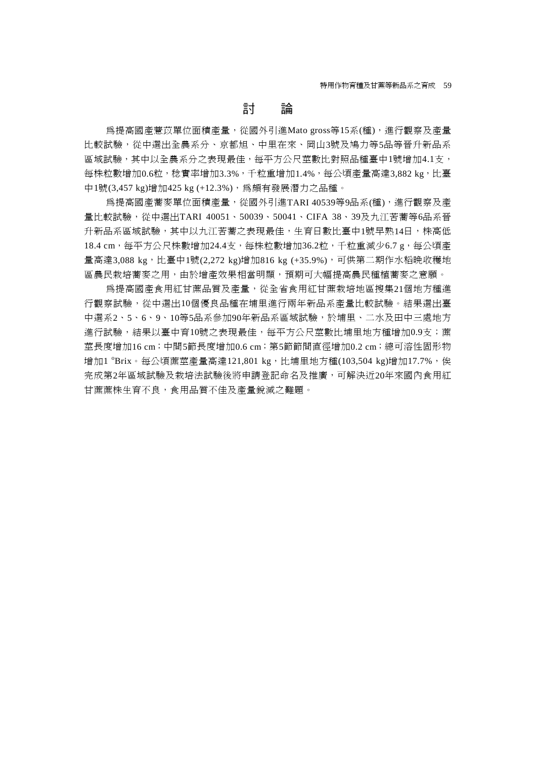# 討　論

爲提高國產薏苡單位面積產量，從國外引進Mato gross等15系(種)，進行觀察及產量比較試驗，從中選出全農系分、京都旭、中里在來、岡山3號及鳩力等5品等晉升新品系區域試驗，其中以全農系分之表現最佳，每平方公尺莖數比對照品種臺中1號增加4.1支，每株粒數增加0.6粒，稔實率增加3.3%，千粒重增加1.4%，每公頃產量高達3,882 kg，比臺中1號(3,457 kg)增加425 kg (+12.3%)，爲頗有發展潛力之品種。

爲提高國產蕎麥單位面積產量，從國外引進TARI 40539等9品系(種)，進行觀察及產量比較試驗，從中選出TARI 40051、50039、50041、CIFA 38、39及九江苦蕎等6品系晉升新品系區域試驗，其中以九江苦蕎之表現最佳，生育日數比臺中1號早熟14日，株高低18.4 cm，每平方公尺株數增加24.4支，每株粒數增加36.2粒，千粒重減少6.7 g，每公頃產量高達3,088 kg，比臺中1號(2,272 kg)增加816 kg (+35.9%)，可供第二期作水稻晚收穫地區農民栽培蕎麥之用，由於增產效果相當明顯，預期可大幅提高農民種植蕎麥之意願。

爲提高國產食用紅甘蔗品質及產量，從全省食用紅甘蔗栽培地區搜集21個地方種進行觀察試驗，從中選出10個優良品種在埔里進行兩年新品系產量比較試驗。結果選出臺中選系2、5、6、9、10等5品系參加90年新品系區域試驗，於埔里、二水及田中三處地方進行試驗，結果以臺中育10號之表現最佳，每平方公尺莖數比埔里地方種增加0.9支；蔗莖長度增加16 cm；中間5節長度增加0.6 cm；第5節節間直徑增加0.2 cm；總可溶性固形物增加1 °Brix。每公頃蔗莖產量高達121,801 kg，比埔里地方種(103,504 kg)增加17.7%，俟完成第2年區域試驗及栽培法試驗後將申請登記命名及推廣，可解決近20年來國內食用紅甘蔗蔗株生育不良，食用品質不佳及產量銳減之難題。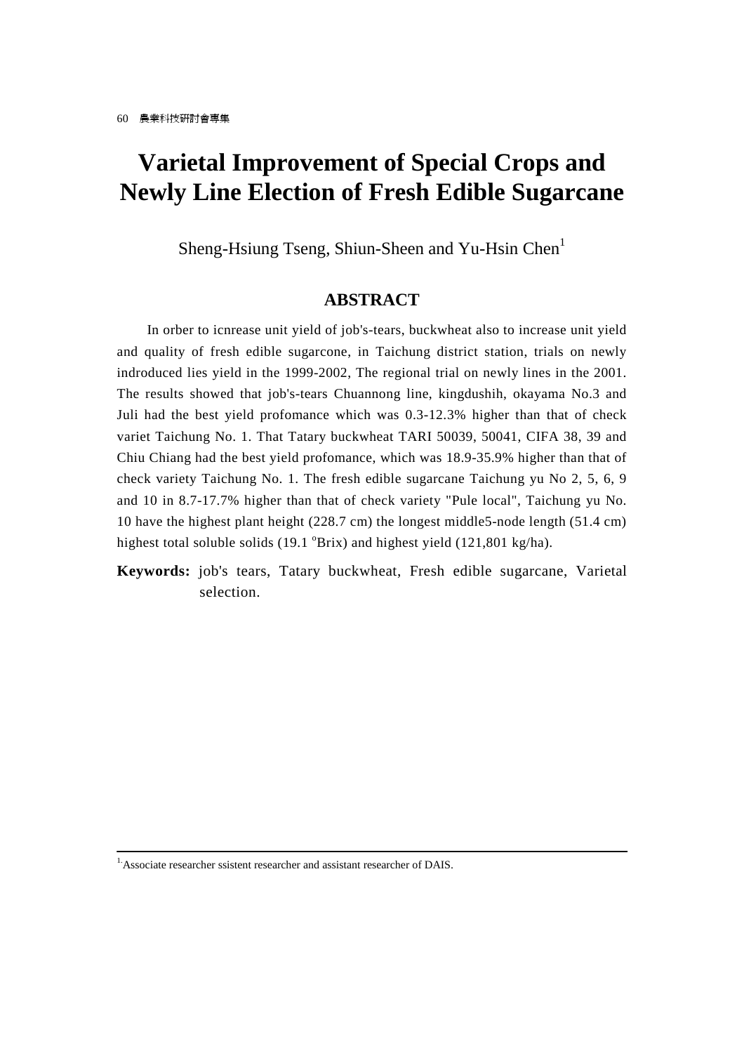// Page 12 text

# Varietal Improvement of Special Crops and Newly Line Election of Fresh Edible Sugarcane

Sheng-Hsiung Tseng, Shiun-Sheen and Yu-Hsin Chen[1]

## ABSTRACT

In orber to icnrease unit yield of job's-tears, buckwheat also to increase unit yield and quality of fresh edible sugarcone, in Taichung district station, trials on newly indroduced lies yield in the 1999-2002, The regional trial on newly lines in the 2001. The results showed that job's-tears Chuannong line, kingdushih, okayama No.3 and Juli had the best yield profomance which was 0.3-12.3% higher than that of check variet Taichung No. 1. That Tatary buckwheat TARI 50039, 50041, CIFA 38, 39 and Chiu Chiang had the best yield profomance, which was 18.9-35.9% higher than that of check variety Taichung No. 1. The fresh edible sugarcane Taichung yu No 2, 5, 6, 9 and 10 in 8.7-17.7% higher than that of check variety "Pule local", Taichung yu No. 10 have the highest plant height (228.7 cm) the longest middle5-node length (51.4 cm) highest total soluble solids (19.1 $^{o}$Brix) and highest yield (121,801 kg/ha).

**Keywords:** job's tears, Tatary buckwheat, Fresh edible sugarcane, Varietal selection.

[1] Associate researcher ssistent researcher and assistant researcher of DAIS.